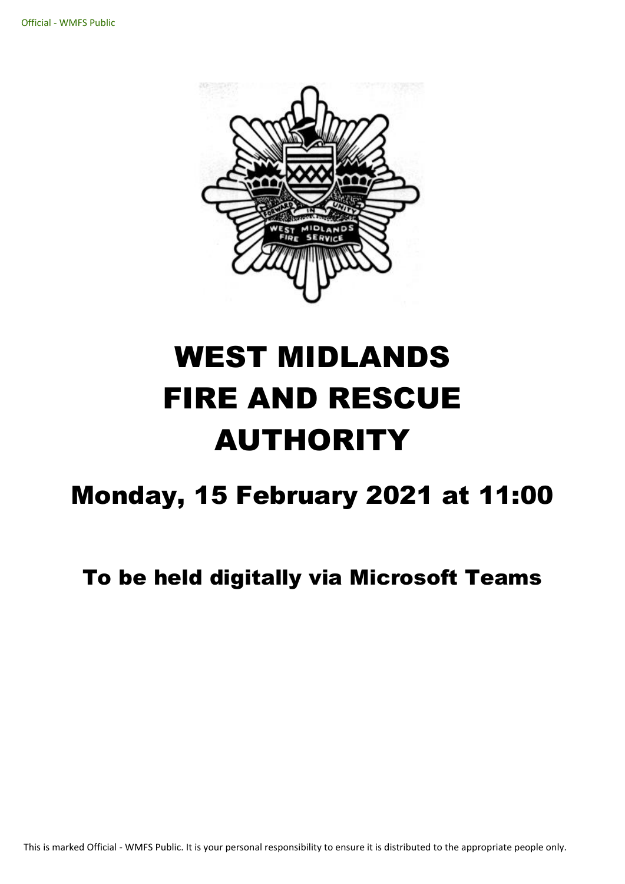# WEST MIDLANDS FIRE AND RESCUE AUTHORITY

## Monday, 15 February 2021 at 11:00

### To be held digitally via Microsoft Teams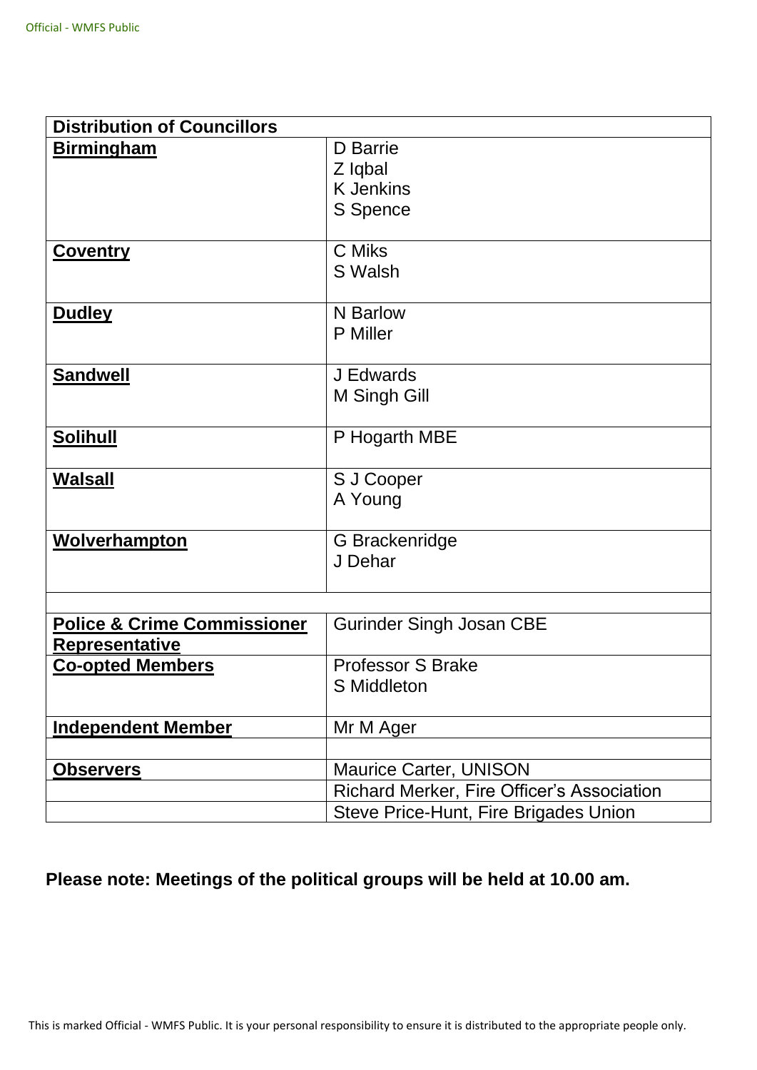| Distribution of Councillors | |
|---|---|
| **Birmingham** | D Barrie<br>Z Iqbal<br>K Jenkins<br>S Spence |
| **Coventry** | C Miks<br>S Walsh |
| **Dudley** | N Barlow<br>P Miller |
| **Sandwell** | J Edwards<br>M Singh Gill |
| **Solihull** | P Hogarth MBE |
| **Walsall** | S J Cooper<br>A Young |
| **Wolverhampton** | G Brackenridge<br>J Dehar |
| | |
| **Police & Crime Commissioner Representative** | Gurinder Singh Josan CBE |
| **Co-opted Members** | Professor S Brake<br>S Middleton |
| **Independent Member** | Mr M Ager |
| | |
| **Observers** | Maurice Carter, UNISON |
| | Richard Merker, Fire Officer's Association |
| | Steve Price-Hunt, Fire Brigades Union |

**Please note: Meetings of the political groups will be held at 10.00 am.**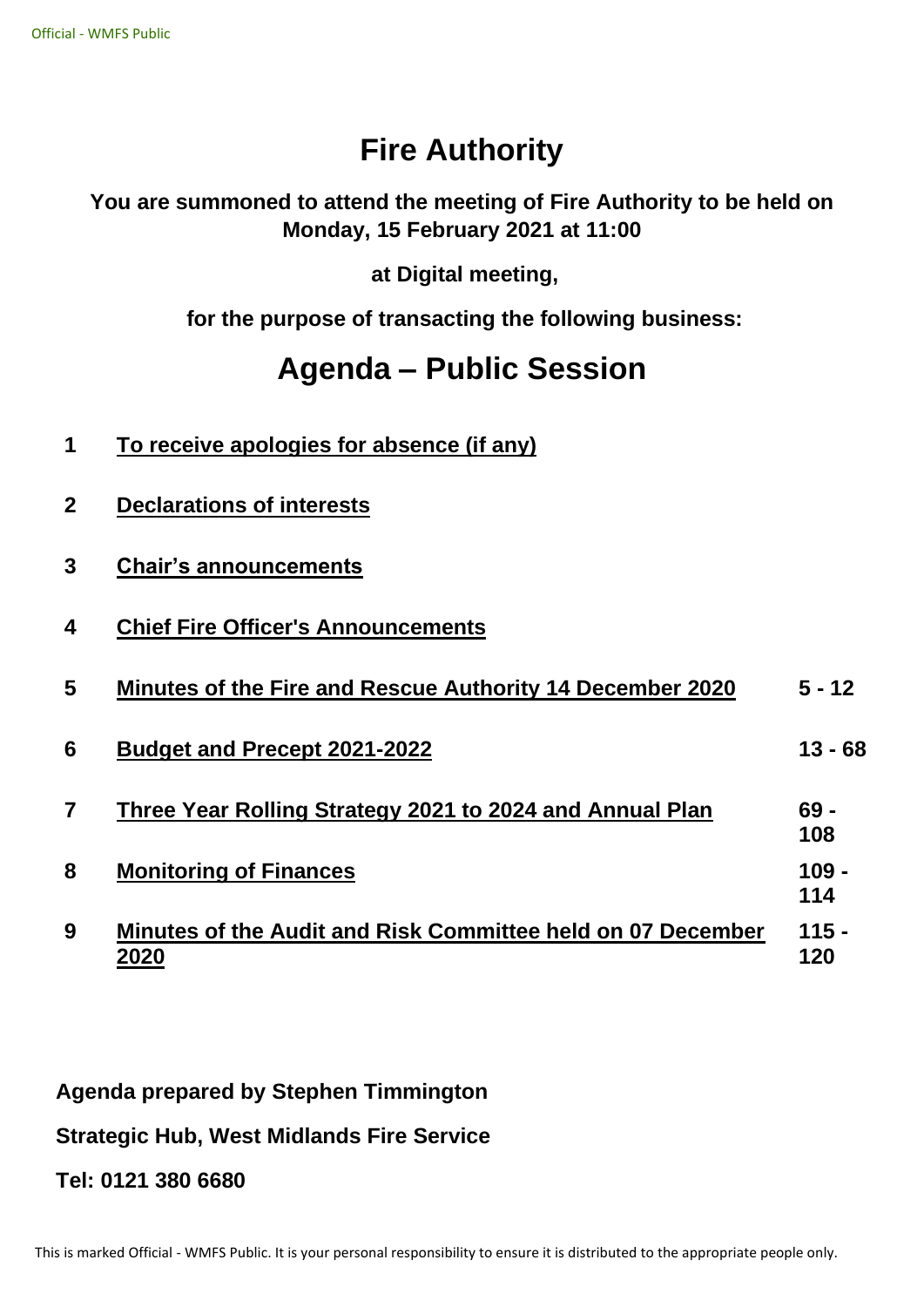# Fire Authority

**You are summoned to attend the meeting of Fire Authority to be held on Monday, 15 February 2021 at 11:00**

**at Digital meeting,**

**for the purpose of transacting the following business:**

# Agenda – Public Session

| | | |
|---|---|---|
| **1** | **To receive apologies for absence (if any)** | |
| **2** | **Declarations of interests** | |
| **3** | **Chair's announcements** | |
| **4** | **Chief Fire Officer's Announcements** | |
| **5** | **Minutes of the Fire and Rescue Authority 14 December 2020** | **5 - 12** |
| **6** | **Budget and Precept 2021-2022** | **13 - 68** |
| **7** | **Three Year Rolling Strategy 2021 to 2024 and Annual Plan** | **69 - 108** |
| **8** | **Monitoring of Finances** | **109 - 114** |
| **9** | **Minutes of the Audit and Risk Committee held on 07 December 2020** | **115 - 120** |

**Agenda prepared by Stephen Timmington**

**Strategic Hub, West Midlands Fire Service**

**Tel: 0121 380 6680**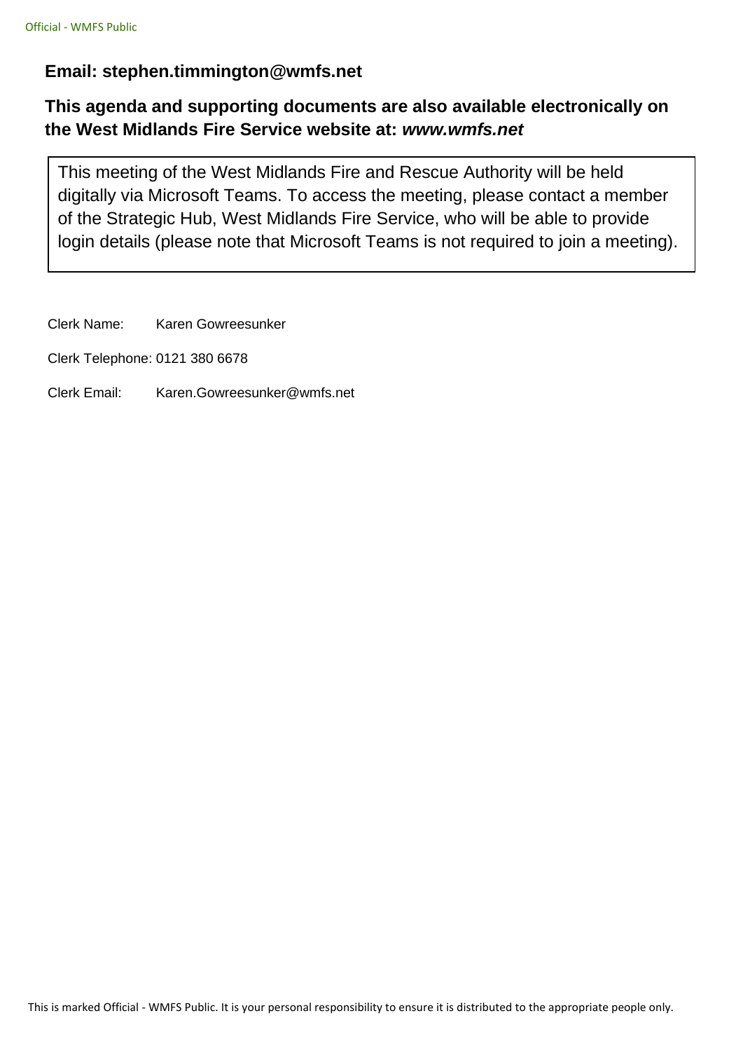**Email: stephen.timmington@wmfs.net**

**This agenda and supporting documents are also available electronically on the West Midlands Fire Service website at: *www.wmfs.net***

This meeting of the West Midlands Fire and Rescue Authority will be held digitally via Microsoft Teams. To access the meeting, please contact a member of the Strategic Hub, West Midlands Fire Service, who will be able to provide login details (please note that Microsoft Teams is not required to join a meeting).

Clerk Name: Karen Gowreesunker

Clerk Telephone: 0121 380 6678

Clerk Email: Karen.Gowreesunker@wmfs.net